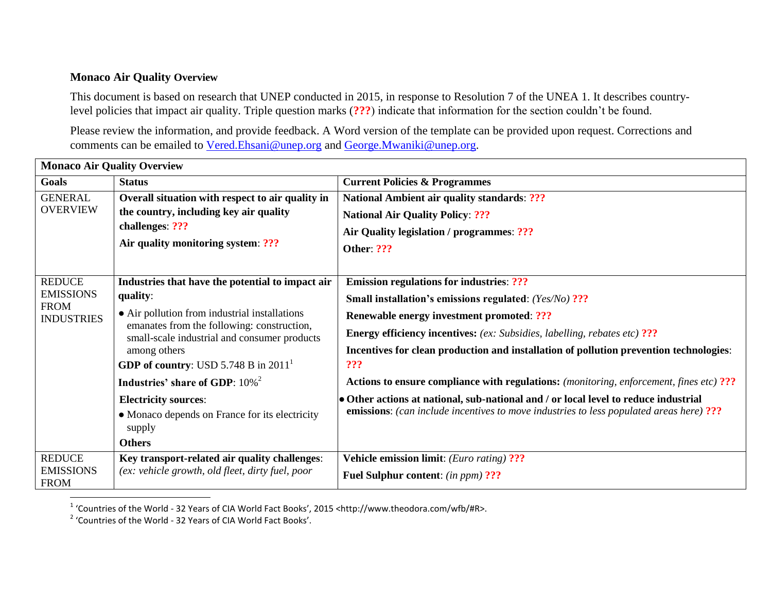**Monaco Air Quality Overview**

This document is based on research that UNEP conducted in 2015, in response to Resolution 7 of the UNEA 1. It describes country-level policies that impact air quality. Triple question marks (**???**) indicate that information for the section couldn't be found.

Please review the information, and provide feedback. A Word version of the template can be provided upon request. Corrections and comments can be emailed to Vered.Ehsani@unep.org and George.Mwaniki@unep.org.

| **Monaco Air Quality Overview** | | |
|---|---|---|
| **Goals** | **Status** | **Current Policies & Programmes** |
| GENERAL OVERVIEW | **Overall situation with respect to air quality in the country, including key air quality challenges**: **???**<br><br>**Air quality monitoring system**: **???** | **National Ambient air quality standards**: **???**<br><br>**National Air Quality Policy**: **???**<br><br>**Air Quality legislation / programmes**: **???**<br><br>**Other**: **???** |
| REDUCE EMISSIONS FROM INDUSTRIES | **Industries that have the potential to impact air quality**:<br>● Air pollution from industrial installations emanates from the following: construction, small-scale industrial and consumer products among others<br><br>**GDP of country**: USD 5.748 B in 2011[1]<br><br>**Industries' share of GDP**: 10%[2]<br><br>**Electricity sources**:<br>● Monaco depends on France for its electricity supply<br><br>**Others** | **Emission regulations for industries**: **???**<br><br>**Small installation's emissions regulated**: *(Yes/No)* **???**<br><br>**Renewable energy investment promoted**: **???**<br><br>**Energy efficiency incentives:** *(ex: Subsidies, labelling, rebates etc)* **???**<br><br>**Incentives for clean production and installation of pollution prevention technologies**: **???**<br><br>**Actions to ensure compliance with regulations:** *(monitoring, enforcement, fines etc)* **???**<br><br>● **Other actions at national, sub-national and / or local level to reduce industrial emissions**: *(can include incentives to move industries to less populated areas here)* **???** |
| REDUCE EMISSIONS FROM | **Key transport-related air quality challenges**: *(ex: vehicle growth, old fleet, dirty fuel, poor* | **Vehicle emission limit**: *(Euro rating)* **???**<br><br>**Fuel Sulphur content**: *(in ppm)* **???** |

[1] 'Countries of the World - 32 Years of CIA World Fact Books', 2015 <http://www.theodora.com/wfb/#R>.

[2] 'Countries of the World - 32 Years of CIA World Fact Books'.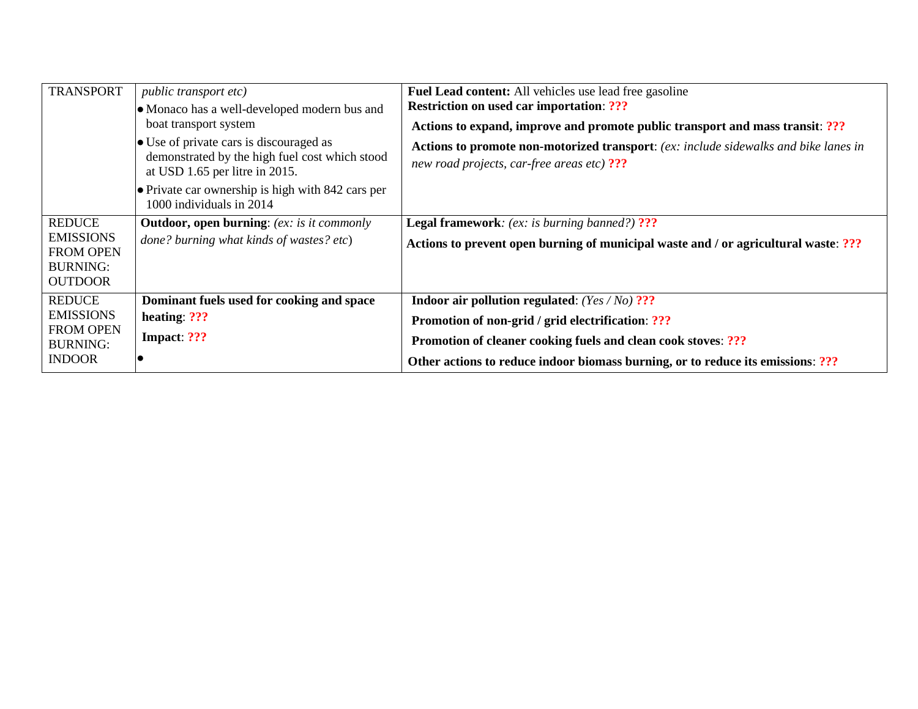| | | |
|---|---|---|
| TRANSPORT | *public transport etc)*<br>• Monaco has a well-developed modern bus and boat transport system<br>• Use of private cars is discouraged as demonstrated by the high fuel cost which stood at USD 1.65 per litre in 2015.<br>• Private car ownership is high with 842 cars per 1000 individuals in 2014 | **Fuel Lead content:** All vehicles use lead free gasoline<br>**Restriction on used car importation**: **???**<br>**Actions to expand, improve and promote public transport and mass transit**: **???**<br>**Actions to promote non-motorized transport**: *(ex: include sidewalks and bike lanes in new road projects, car-free areas etc)* **???** |
| REDUCE EMISSIONS FROM OPEN BURNING: OUTDOOR | **Outdoor, open burning**: *(ex: is it commonly done? burning what kinds of wastes? etc*) | **Legal framework**: *(ex: is burning banned?)* **???**<br>**Actions to prevent open burning of municipal waste and / or agricultural waste**: **???** |
| REDUCE EMISSIONS FROM OPEN BURNING: INDOOR | **Dominant fuels used for cooking and space heating**: **???**<br>**Impact**: **???**<br>• | **Indoor air pollution regulated**: *(Yes / No)* **???**<br>**Promotion of non-grid / grid electrification**: **???**<br>**Promotion of cleaner cooking fuels and clean cook stoves**: **???**<br>**Other actions to reduce indoor biomass burning, or to reduce its emissions**: **???** |